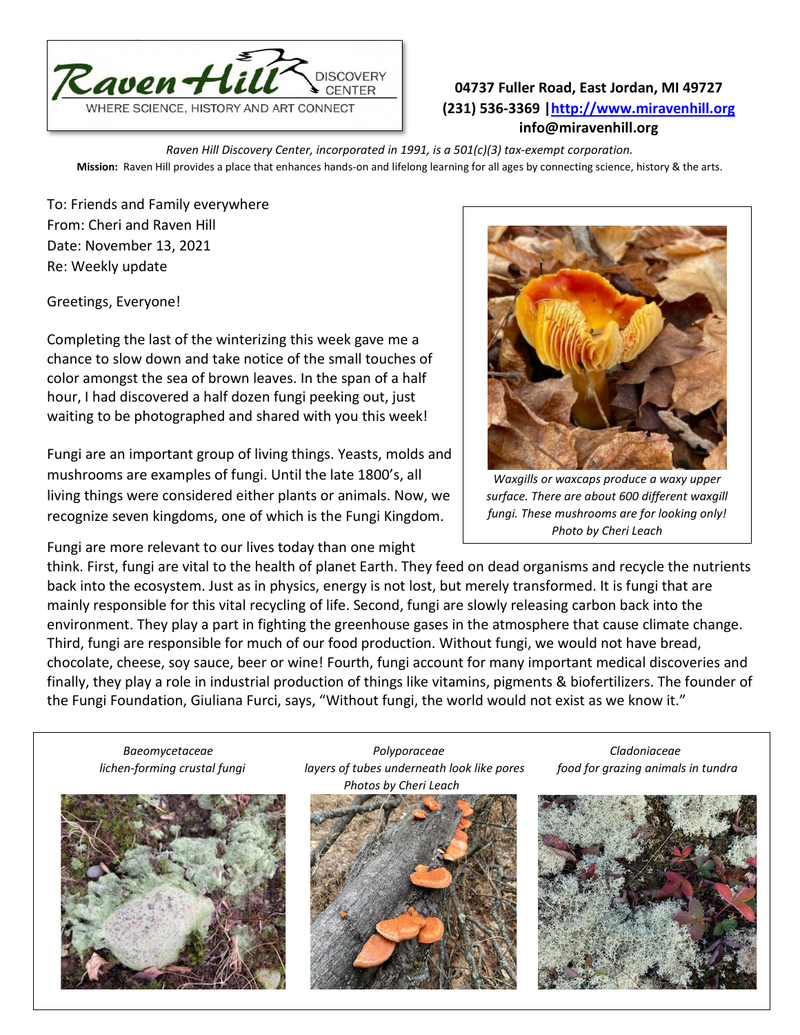Raven Hill DISCOVERY CENTER

WHERE SCIENCE, HISTORY AND ART CONNECT

**04737 Fuller Road, East Jordan, MI 49727**
**(231) 536-3369 | [http://www.miravenhill.org](http://www.miravenhill.org)**
**info@miravenhill.org**

*Raven Hill Discovery Center, incorporated in 1991, is a 501(c)(3) tax-exempt corporation.*

**Mission:** Raven Hill provides a place that enhances hands-on and lifelong learning for all ages by connecting science, history & the arts.

To: Friends and Family everywhere
From: Cheri and Raven Hill
Date: November 13, 2021
Re: Weekly update

Greetings, Everyone!

Completing the last of the winterizing this week gave me a chance to slow down and take notice of the small touches of color amongst the sea of brown leaves. In the span of a half hour, I had discovered a half dozen fungi peeking out, just waiting to be photographed and shared with you this week!

*Waxgills or waxcaps produce a waxy upper surface. There are about 600 different waxgill fungi. These mushrooms are for looking only! Photo by Cheri Leach*

Fungi are an important group of living things. Yeasts, molds and mushrooms are examples of fungi. Until the late 1800's, all living things were considered either plants or animals. Now, we recognize seven kingdoms, one of which is the Fungi Kingdom.

Fungi are more relevant to our lives today than one might think. First, fungi are vital to the health of planet Earth. They feed on dead organisms and recycle the nutrients back into the ecosystem. Just as in physics, energy is not lost, but merely transformed. It is fungi that are mainly responsible for this vital recycling of life. Second, fungi are slowly releasing carbon back into the environment. They play a part in fighting the greenhouse gases in the atmosphere that cause climate change. Third, fungi are responsible for much of our food production. Without fungi, we would not have bread, chocolate, cheese, soy sauce, beer or wine! Fourth, fungi account for many important medical discoveries and finally, they play a role in industrial production of things like vitamins, pigments & biofertilizers. The founder of the Fungi Foundation, Giuliana Furci, says, "Without fungi, the world would not exist as we know it."

*Baeomycetaceae*
*lichen-forming crustal fungi*

*Polyporaceae*
*layers of tubes underneath look like pores*

*Cladoniaceae*
*food for grazing animals in tundra*

*Photos by Cheri Leach*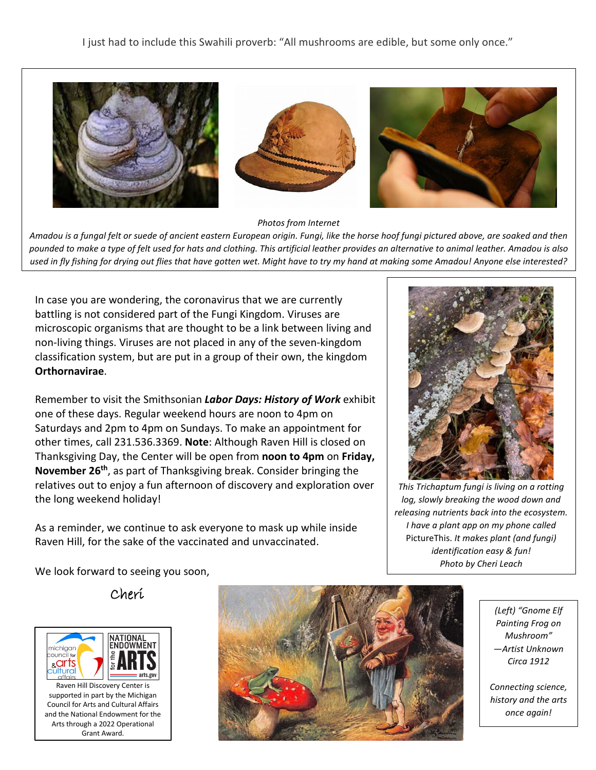I just had to include this Swahili proverb: "All mushrooms are edible, but some only once."

*Photos from Internet*

*Amadou is a fungal felt or suede of ancient eastern European origin. Fungi, like the horse hoof fungi pictured above, are soaked and then pounded to make a type of felt used for hats and clothing. This artificial leather provides an alternative to animal leather. Amadou is also used in fly fishing for drying out flies that have gotten wet. Might have to try my hand at making some Amadou! Anyone else interested?*

In case you are wondering, the coronavirus that we are currently battling is not considered part of the Fungi Kingdom. Viruses are microscopic organisms that are thought to be a link between living and non-living things. Viruses are not placed in any of the seven-kingdom classification system, but are put in a group of their own, the kingdom **Orthornavirae**.

*This Trichaptum fungi is living on a rotting log, slowly breaking the wood down and releasing nutrients back into the ecosystem. I have a plant app on my phone called* PictureThis. *It makes plant (and fungi) identification easy & fun!*
*Photo by Cheri Leach*

Remember to visit the Smithsonian ***Labor Days: History of Work*** exhibit one of these days. Regular weekend hours are noon to 4pm on Saturdays and 2pm to 4pm on Sundays. To make an appointment for other times, call 231.536.3369. **Note**: Although Raven Hill is closed on Thanksgiving Day, the Center will be open from **noon to 4pm** on **Friday, November 26th**, as part of Thanksgiving break. Consider bringing the relatives out to enjoy a fun afternoon of discovery and exploration over the long weekend holiday!

As a reminder, we continue to ask everyone to mask up while inside Raven Hill, for the sake of the vaccinated and unvaccinated.

We look forward to seeing you soon,

Cheri

Raven Hill Discovery Center is supported in part by the Michigan Council for Arts and Cultural Affairs and the National Endowment for the Arts through a 2022 Operational Grant Award.

*(Left) "Gnome Elf Painting Frog on Mushroom" —Artist Unknown Circa 1912*

*Connecting science, history and the arts once again!*